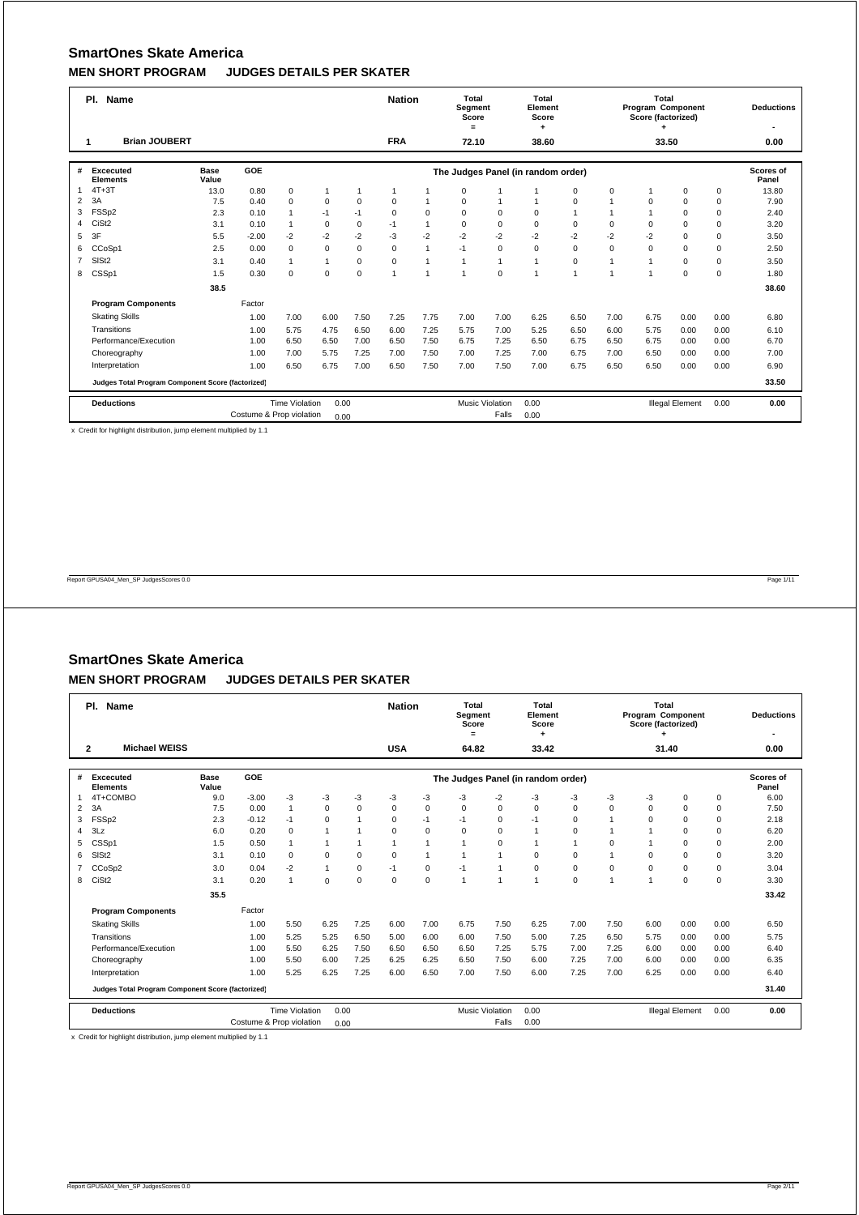## SmartOnes Skate America

### MEN SHORT PROGRAM JUDGES DETAILS PER SKATER

| Pl. | Name | Nation | Total Segment Score = | Total Element Score + | Total Program Component Score (factorized) + | Deductions - |
|---|---|---|---|---|---|---|
| 1 | Brian JOUBERT | FRA | 72.10 | 38.60 | 33.50 | 0.00 |

| # | Excecuted Elements | Base Value | GOE | The Judges Panel (in random order) | | | | | | | | | | | | Scores of Panel |
|---|---|---|---|---|---|---|---|---|---|---|---|---|---|---|---|---|
| 1 | 4T+3T | 13.0 | 0.80 | 0 | 1 | 1 | 1 | 1 | 0 | 1 | 1 | 0 | 0 | 1 | 0 | 13.80 |
| 2 | 3A | 7.5 | 0.40 | 0 | 0 | 0 | 0 | 1 | 0 | 1 | 1 | 0 | 1 | 0 | 0 | 7.90 |
| 3 | FSSp2 | 2.3 | 0.10 | 1 | -1 | -1 | 0 | 0 | 0 | 0 | 0 | 1 | 1 | 1 | 0 | 2.40 |
| 4 | CiSt2 | 3.1 | 0.10 | 1 | 0 | 0 | -1 | 1 | 0 | 0 | 0 | 0 | 0 | 0 | 0 | 3.20 |
| 5 | 3F | 5.5 | -2.00 | -2 | -2 | -2 | -3 | -2 | -2 | -2 | -2 | -2 | -2 | -2 | 0 | 3.50 |
| 6 | CCoSp1 | 2.5 | 0.00 | 0 | 0 | 0 | 0 | 1 | -1 | 0 | 0 | 0 | 0 | 0 | 0 | 2.50 |
| 7 | SlSt2 | 3.1 | 0.40 | 1 | 1 | 0 | 0 | 1 | 1 | 1 | 1 | 0 | 1 | 1 | 0 | 3.50 |
| 8 | CSSp1 | 1.5 | 0.30 | 0 | 0 | 0 | 1 | 1 | 1 | 0 | 1 | 1 | 1 | 1 | 0 | 1.80 |
| | | 38.5 | | | | | | | | | | | | | | 38.60 |

| Program Components | Factor | | | | | | | | | | | | | | Scores of Panel |
|---|---|---|---|---|---|---|---|---|---|---|---|---|---|---|---|
| Skating Skills | 1.00 | 7.00 | 6.00 | 7.50 | 7.25 | 7.75 | 7.00 | 7.00 | 6.25 | 6.50 | 7.00 | 6.75 | 0.00 | 0.00 | 6.80 |
| Transitions | 1.00 | 5.75 | 4.75 | 6.50 | 6.00 | 7.25 | 5.75 | 7.00 | 5.25 | 6.50 | 6.00 | 5.75 | 0.00 | 0.00 | 6.10 |
| Performance/Execution | 1.00 | 6.50 | 6.50 | 7.00 | 6.50 | 7.50 | 6.75 | 7.25 | 6.50 | 6.75 | 6.50 | 6.75 | 0.00 | 0.00 | 6.70 |
| Choreography | 1.00 | 7.00 | 5.75 | 7.25 | 7.00 | 7.50 | 7.00 | 7.25 | 7.00 | 6.75 | 7.00 | 6.50 | 0.00 | 0.00 | 7.00 |
| Interpretation | 1.00 | 6.50 | 6.75 | 7.00 | 6.50 | 7.50 | 7.00 | 7.50 | 7.00 | 6.75 | 6.50 | 6.50 | 0.00 | 0.00 | 6.90 |
| Judges Total Program Component Score (factorized) | | | | | | | | | | | | | | | 33.50 |

| Deductions | | | | | | | |
|---|---|---|---|---|---|---|---|
| | Time Violation | 0.00 | Music Violation | 0.00 | Illegal Element | 0.00 | 0.00 |
| | Costume & Prop violation | 0.00 | Falls | 0.00 | | | |

x Credit for highlight distribution, jump element multiplied by 1.1

## SmartOnes Skate America

### MEN SHORT PROGRAM JUDGES DETAILS PER SKATER

| Pl. | Name | Nation | Total Segment Score = | Total Element Score + | Total Program Component Score (factorized) + | Deductions - |
|---|---|---|---|---|---|---|
| 2 | Michael WEISS | USA | 64.82 | 33.42 | 31.40 | 0.00 |

| # | Excecuted Elements | Base Value | GOE | The Judges Panel (in random order) | | | | | | | | | | | | Scores of Panel |
|---|---|---|---|---|---|---|---|---|---|---|---|---|---|---|---|---|
| 1 | 4T+COMBO | 9.0 | -3.00 | -3 | -3 | -3 | -3 | -3 | -3 | -2 | -3 | -3 | -3 | -3 | 0 | 6.00 |
| 2 | 3A | 7.5 | 0.00 | 1 | 0 | 0 | 0 | 0 | 0 | 0 | 0 | 0 | 0 | 0 | 0 | 7.50 |
| 3 | FSSp2 | 2.3 | -0.12 | -1 | 0 | 1 | 0 | -1 | -1 | 0 | -1 | 0 | 1 | 0 | 0 | 2.18 |
| 4 | 3Lz | 6.0 | 0.20 | 0 | 1 | 1 | 0 | 0 | 0 | 0 | 1 | 0 | 1 | 1 | 0 | 6.20 |
| 5 | CSSp1 | 1.5 | 0.50 | 1 | 1 | 1 | 1 | 1 | 1 | 0 | 1 | 1 | 0 | 1 | 0 | 2.00 |
| 6 | SlSt2 | 3.1 | 0.10 | 0 | 0 | 0 | 0 | 1 | 1 | 1 | 0 | 0 | 1 | 0 | 0 | 3.20 |
| 7 | CCoSp2 | 3.0 | 0.04 | -2 | 1 | 0 | -1 | 0 | -1 | 1 | 0 | 0 | 0 | 0 | 0 | 3.04 |
| 8 | CiSt2 | 3.1 | 0.20 | 1 | 0 | 0 | 0 | 0 | 1 | 1 | 1 | 0 | 1 | 1 | 0 | 3.30 |
| | | 35.5 | | | | | | | | | | | | | | 33.42 |

| Program Components | Factor | | | | | | | | | | | | | | Scores of Panel |
|---|---|---|---|---|---|---|---|---|---|---|---|---|---|---|---|
| Skating Skills | 1.00 | 5.50 | 6.25 | 7.25 | 6.00 | 7.00 | 6.75 | 7.50 | 6.25 | 7.00 | 7.50 | 6.00 | 0.00 | 0.00 | 6.50 |
| Transitions | 1.00 | 5.25 | 5.25 | 6.50 | 5.00 | 6.00 | 6.00 | 7.50 | 5.00 | 7.25 | 6.50 | 5.75 | 0.00 | 0.00 | 5.75 |
| Performance/Execution | 1.00 | 5.50 | 6.25 | 7.50 | 6.50 | 6.50 | 6.50 | 7.25 | 5.75 | 7.00 | 7.25 | 6.00 | 0.00 | 0.00 | 6.40 |
| Choreography | 1.00 | 5.50 | 6.00 | 7.25 | 6.25 | 6.25 | 6.50 | 7.50 | 6.00 | 7.25 | 7.00 | 6.00 | 0.00 | 0.00 | 6.35 |
| Interpretation | 1.00 | 5.25 | 6.25 | 7.25 | 6.00 | 6.50 | 7.00 | 7.50 | 6.00 | 7.25 | 7.00 | 6.25 | 0.00 | 0.00 | 6.40 |
| Judges Total Program Component Score (factorized) | | | | | | | | | | | | | | | 31.40 |

| Deductions | | | | | | | |
|---|---|---|---|---|---|---|---|
| | Time Violation | 0.00 | Music Violation | 0.00 | Illegal Element | 0.00 | 0.00 |
| | Costume & Prop violation | 0.00 | Falls | 0.00 | | | |

x Credit for highlight distribution, jump element multiplied by 1.1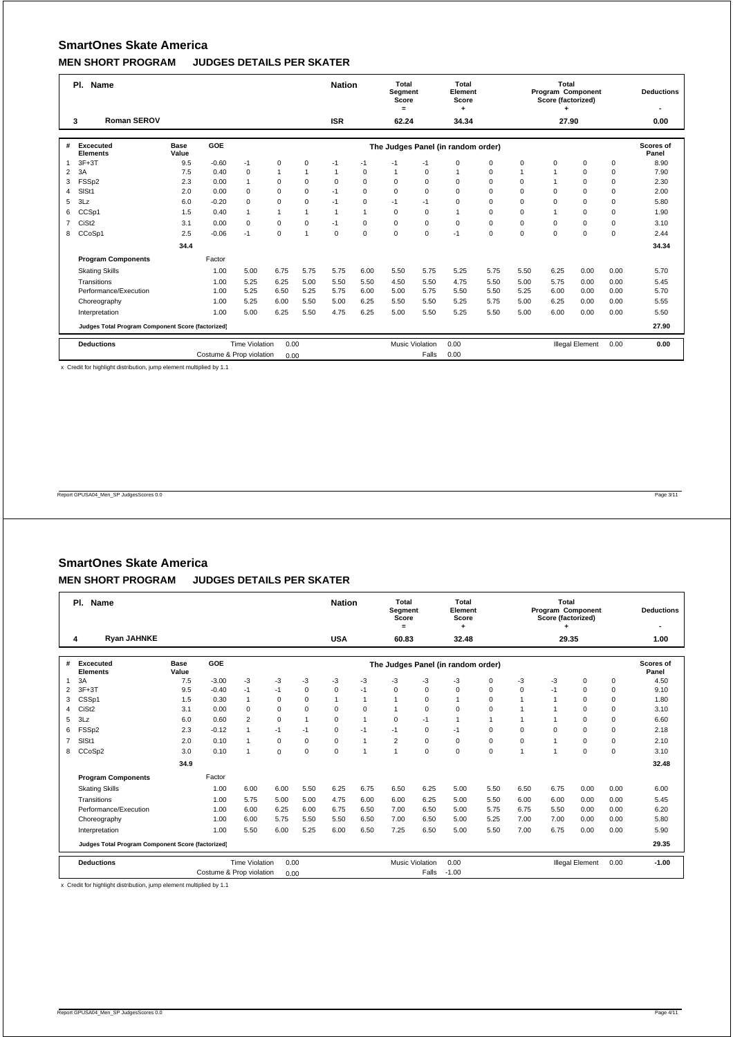# SmartOnes Skate America

## MEN SHORT PROGRAM JUDGES DETAILS PER SKATER

| Pl. | Name | Nation | Total Segment Score = | Total Element Score + | Total Program Component Score (factorized) + | Deductions - |
|---|---|---|---|---|---|---|
| 3 | Roman SEROV | ISR | 62.24 | 34.34 | 27.90 | 0.00 |

| # | Excecuted Elements | Base Value | GOE | The Judges Panel (in random order) | | | | | | | | | | | | Scores of Panel |
|---|---|---|---|---|---|---|---|---|---|---|---|---|---|---|---|---|
| 1 | 3F+3T | 9.5 | -0.60 | -1 | 0 | 0 | -1 | -1 | -1 | -1 | 0 | 0 | 0 | 0 | 0 | 8.90 |
| 2 | 3A | 7.5 | 0.40 | 0 | 1 | 1 | 1 | 0 | 1 | 0 | 1 | 0 | 1 | 1 | 0 | 7.90 |
| 3 | FSSp2 | 2.3 | 0.00 | 1 | 0 | 0 | 0 | 0 | 0 | 0 | 0 | 0 | 0 | 1 | 0 | 2.30 |
| 4 | SlSt1 | 2.0 | 0.00 | 0 | 0 | 0 | -1 | 0 | 0 | 0 | 0 | 0 | 0 | 0 | 0 | 2.00 |
| 5 | 3Lz | 6.0 | -0.20 | 0 | 0 | 0 | -1 | 0 | -1 | -1 | 0 | 0 | 0 | 0 | 0 | 5.80 |
| 6 | CCSp1 | 1.5 | 0.40 | 1 | 1 | 1 | 1 | 1 | 0 | 0 | 1 | 0 | 0 | 1 | 0 | 1.90 |
| 7 | CiSt2 | 3.1 | 0.00 | 0 | 0 | 0 | -1 | 0 | 0 | 0 | 0 | 0 | 0 | 0 | 0 | 3.10 |
| 8 | CCoSp1 | 2.5 | -0.06 | -1 | 0 | 1 | 0 | 0 | 0 | 0 | -1 | 0 | 0 | 0 | 0 | 2.44 |
| | | 34.4 | | | | | | | | | | | | | | 34.34 |
| | **Program Components** | | Factor | | | | | | | | | | | | | |
| | Skating Skills | | 1.00 | 5.00 | 6.75 | 5.75 | 5.75 | 6.00 | 5.50 | 5.75 | 5.25 | 5.75 | 5.50 | 6.25 | 0.00 | 0.00 | 5.70 |
| | Transitions | | 1.00 | 5.25 | 6.25 | 5.00 | 5.50 | 5.50 | 4.50 | 5.50 | 4.75 | 5.50 | 5.00 | 5.75 | 0.00 | 0.00 | 5.45 |
| | Performance/Execution | | 1.00 | 5.25 | 6.50 | 5.25 | 5.75 | 6.00 | 5.00 | 5.75 | 5.50 | 5.50 | 5.25 | 6.00 | 0.00 | 0.00 | 5.70 |
| | Choreography | | 1.00 | 5.25 | 6.00 | 5.50 | 5.00 | 6.25 | 5.50 | 5.50 | 5.25 | 5.75 | 5.00 | 6.25 | 0.00 | 0.00 | 5.55 |
| | Interpretation | | 1.00 | 5.00 | 6.25 | 5.50 | 4.75 | 6.25 | 5.00 | 5.50 | 5.25 | 5.50 | 5.00 | 6.00 | 0.00 | 0.00 | 5.50 |
| | **Judges Total Program Component Score (factorized)** | | | | | | | | | | | | | | | 27.90 |

| **Deductions** | Time Violation | 0.00 | Music Violation | 0.00 | Illegal Element | 0.00 | **0.00** |
|---|---|---|---|---|---|---|---|
| | Costume & Prop violation | 0.00 | Falls | 0.00 | | | |

x Credit for highlight distribution, jump element multiplied by 1.1

# SmartOnes Skate America

## MEN SHORT PROGRAM JUDGES DETAILS PER SKATER

| Pl. | Name | Nation | Total Segment Score = | Total Element Score + | Total Program Component Score (factorized) + | Deductions - |
|---|---|---|---|---|---|---|
| 4 | Ryan JAHNKE | USA | 60.83 | 32.48 | 29.35 | 1.00 |

| # | Excecuted Elements | Base Value | GOE | The Judges Panel (in random order) | | | | | | | | | | | | Scores of Panel |
|---|---|---|---|---|---|---|---|---|---|---|---|---|---|---|---|---|
| 1 | 3A | 7.5 | -3.00 | -3 | -3 | -3 | -3 | -3 | -3 | -3 | -3 | 0 | -3 | -3 | 0 | 0 | 4.50 |
| 2 | 3F+3T | 9.5 | -0.40 | -1 | -1 | 0 | 0 | -1 | 0 | 0 | 0 | 0 | 0 | -1 | 0 | 0 | 9.10 |
| 3 | CSSp1 | 1.5 | 0.30 | 1 | 0 | 0 | 1 | 1 | 1 | 0 | 1 | 0 | 1 | 1 | 0 | 0 | 1.80 |
| 4 | CiSt2 | 3.1 | 0.00 | 0 | 0 | 0 | 0 | 0 | 1 | 0 | 0 | 0 | 1 | 1 | 0 | 0 | 3.10 |
| 5 | 3Lz | 6.0 | 0.60 | 2 | 0 | 1 | 0 | 1 | 0 | -1 | 1 | 1 | 1 | 1 | 0 | 0 | 6.60 |
| 6 | FSSp2 | 2.3 | -0.12 | 1 | -1 | -1 | 0 | -1 | -1 | 0 | -1 | 0 | 0 | 0 | 0 | 0 | 2.18 |
| 7 | SlSt1 | 2.0 | 0.10 | 1 | 0 | 0 | 0 | 1 | 2 | 0 | 0 | 0 | 0 | 1 | 0 | 0 | 2.10 |
| 8 | CCoSp2 | 3.0 | 0.10 | 1 | 0 | 0 | 0 | 1 | 1 | 0 | 0 | 0 | 1 | 1 | 0 | 0 | 3.10 |
| | | 34.9 | | | | | | | | | | | | | | | 32.48 |
| | **Program Components** | | Factor | | | | | | | | | | | | | | |
| | Skating Skills | | 1.00 | 6.00 | 6.00 | 5.50 | 6.25 | 6.75 | 6.50 | 6.25 | 5.00 | 5.50 | 6.50 | 6.75 | 0.00 | 0.00 | 6.00 |
| | Transitions | | 1.00 | 5.75 | 5.00 | 5.00 | 4.75 | 6.00 | 6.00 | 6.25 | 5.00 | 5.50 | 6.00 | 6.00 | 0.00 | 0.00 | 5.45 |
| | Performance/Execution | | 1.00 | 6.00 | 6.25 | 6.00 | 6.75 | 6.50 | 7.00 | 6.50 | 5.00 | 5.75 | 6.75 | 5.50 | 0.00 | 0.00 | 6.20 |
| | Choreography | | 1.00 | 6.00 | 5.75 | 5.50 | 5.50 | 6.50 | 7.00 | 6.50 | 5.00 | 5.25 | 7.00 | 7.00 | 0.00 | 0.00 | 5.80 |
| | Interpretation | | 1.00 | 5.50 | 6.00 | 5.25 | 6.00 | 6.50 | 7.25 | 6.50 | 5.00 | 5.50 | 7.00 | 6.75 | 0.00 | 0.00 | 5.90 |
| | **Judges Total Program Component Score (factorized)** | | | | | | | | | | | | | | | | 29.35 |

| **Deductions** | Time Violation | 0.00 | Music Violation | 0.00 | Illegal Element | 0.00 | **-1.00** |
|---|---|---|---|---|---|---|---|
| | Costume & Prop violation | 0.00 | Falls | -1.00 | | | |

x Credit for highlight distribution, jump element multiplied by 1.1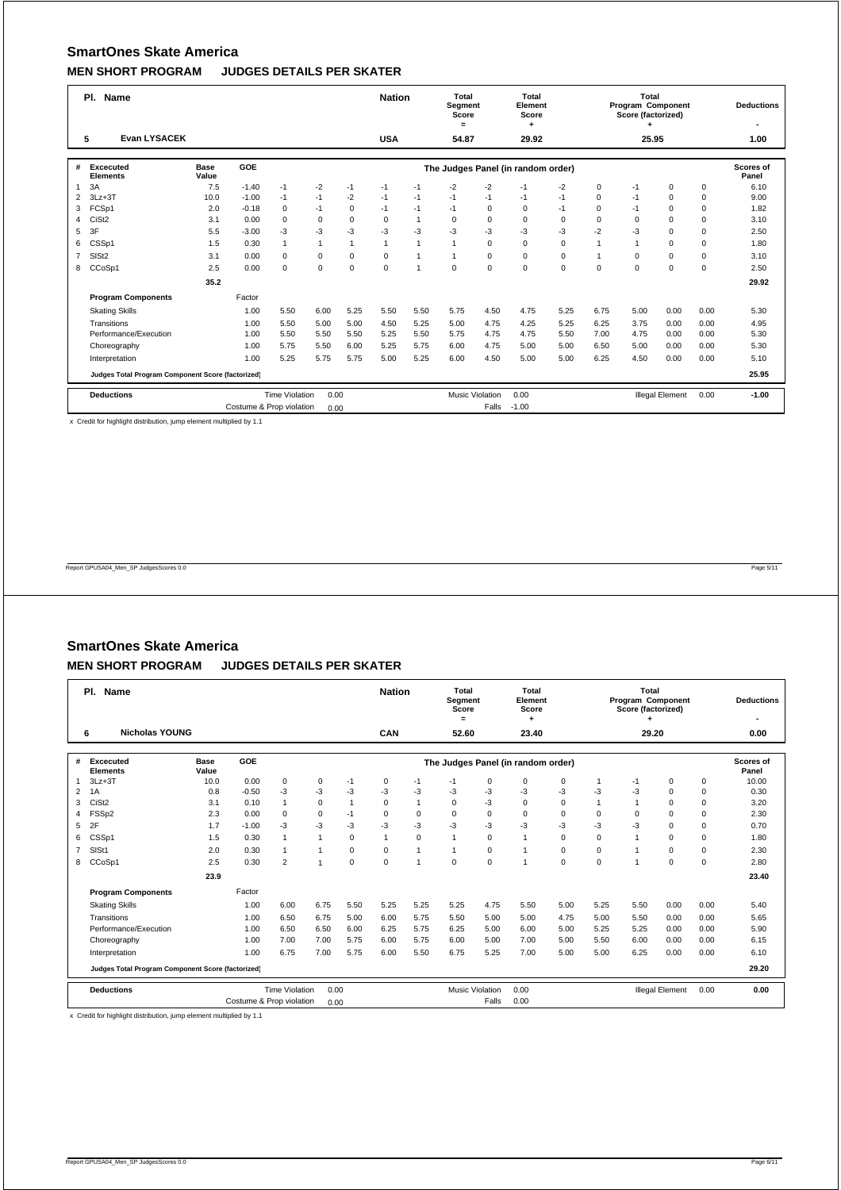## SmartOnes Skate America

### MEN SHORT PROGRAM JUDGES DETAILS PER SKATER

| Pl. | Name | Nation | Total Segment Score = | Total Element Score + | Total Program Component Score (factorized) + | Deductions - |
|---|---|---|---|---|---|---|
| 5 | Evan LYSACEK | USA | 54.87 | 29.92 | 25.95 | 1.00 |

| # | Excecuted Elements | Base Value | GOE | J1 | J2 | J3 | J4 | J5 | J6 | J7 | J8 | J9 | J10 | J11 | J12 | Scores of Panel |
|---|---|---|---|---|---|---|---|---|---|---|---|---|---|---|---|---|
| 1 | 3A | 7.5 | -1.40 | -1 | -2 | -1 | -1 | -1 | -2 | -2 | -1 | -2 | 0 | -1 | 0 | 0 | 6.10 |
| 2 | 3Lz+3T | 10.0 | -1.00 | -1 | -1 | -2 | -1 | -1 | -1 | -1 | -1 | -1 | 0 | -1 | 0 | 0 | 9.00 |
| 3 | FCSp1 | 2.0 | -0.18 | 0 | -1 | 0 | -1 | -1 | -1 | 0 | 0 | -1 | 0 | -1 | 0 | 0 | 1.82 |
| 4 | CiSt2 | 3.1 | 0.00 | 0 | 0 | 0 | 0 | 1 | 0 | 0 | 0 | 0 | 0 | 0 | 0 | 0 | 3.10 |
| 5 | 3F | 5.5 | -3.00 | -3 | -3 | -3 | -3 | -3 | -3 | -3 | -3 | -3 | -2 | -3 | 0 | 0 | 2.50 |
| 6 | CSSp1 | 1.5 | 0.30 | 1 | 1 | 1 | 1 | 1 | 1 | 0 | 0 | 0 | 1 | 1 | 0 | 0 | 1.80 |
| 7 | SlSt2 | 3.1 | 0.00 | 0 | 0 | 0 | 0 | 1 | 1 | 0 | 0 | 0 | 1 | 0 | 0 | 0 | 3.10 |
| 8 | CCoSp1 | 2.5 | 0.00 | 0 | 0 | 0 | 0 | 1 | 0 | 0 | 0 | 0 | 0 | 0 | 0 | 0 | 2.50 |
| | | 35.2 | | | | | | | | | | | | | | | 29.92 |

| Program Components | Factor | | | | | | | | | | | | | | Scores of Panel |
|---|---|---|---|---|---|---|---|---|---|---|---|---|---|---|---|
| Skating Skills | 1.00 | 5.50 | 6.00 | 5.25 | 5.50 | 5.50 | 5.75 | 4.50 | 4.75 | 5.25 | 6.75 | 5.00 | 0.00 | 0.00 | 5.30 |
| Transitions | 1.00 | 5.50 | 5.00 | 5.00 | 4.50 | 5.25 | 5.00 | 4.75 | 4.25 | 5.25 | 6.25 | 3.75 | 0.00 | 0.00 | 4.95 |
| Performance/Execution | 1.00 | 5.50 | 5.50 | 5.50 | 5.25 | 5.50 | 5.75 | 4.75 | 4.75 | 5.50 | 7.00 | 4.75 | 0.00 | 0.00 | 5.30 |
| Choreography | 1.00 | 5.75 | 5.50 | 6.00 | 5.25 | 5.75 | 6.00 | 4.75 | 5.00 | 5.00 | 6.50 | 5.00 | 0.00 | 0.00 | 5.30 |
| Interpretation | 1.00 | 5.25 | 5.75 | 5.75 | 5.00 | 5.25 | 6.00 | 4.50 | 5.00 | 5.00 | 6.25 | 4.50 | 0.00 | 0.00 | 5.10 |
| Judges Total Program Component Score (factorized) | | | | | | | | | | | | | | | 25.95 |

| Deductions | | | | | | | |
|---|---|---|---|---|---|---|---|
| Time Violation | 0.00 | Music Violation | 0.00 | Illegal Element | 0.00 | | -1.00 |
| Costume & Prop violation | 0.00 | Falls | -1.00 | | | | |

x Credit for highlight distribution, jump element multiplied by 1.1

## SmartOnes Skate America

### MEN SHORT PROGRAM JUDGES DETAILS PER SKATER

| Pl. | Name | Nation | Total Segment Score = | Total Element Score + | Total Program Component Score (factorized) + | Deductions - |
|---|---|---|---|---|---|---|
| 6 | Nicholas YOUNG | CAN | 52.60 | 23.40 | 29.20 | 0.00 |

| # | Excecuted Elements | Base Value | GOE | J1 | J2 | J3 | J4 | J5 | J6 | J7 | J8 | J9 | J10 | J11 | J12 | Scores of Panel |
|---|---|---|---|---|---|---|---|---|---|---|---|---|---|---|---|---|
| 1 | 3Lz+3T | 10.0 | 0.00 | 0 | 0 | -1 | 0 | -1 | -1 | 0 | 0 | 0 | 1 | -1 | 0 | 0 | 10.00 |
| 2 | 1A | 0.8 | -0.50 | -3 | -3 | -3 | -3 | -3 | -3 | -3 | -3 | -3 | -3 | -3 | 0 | 0 | 0.30 |
| 3 | CiSt2 | 3.1 | 0.10 | 1 | 0 | 1 | 0 | 1 | 0 | -3 | 0 | 0 | 1 | 1 | 0 | 0 | 3.20 |
| 4 | FSSp2 | 2.3 | 0.00 | 0 | 0 | -1 | 0 | 0 | 0 | 0 | 0 | 0 | 0 | 0 | 0 | 0 | 2.30 |
| 5 | 2F | 1.7 | -1.00 | -3 | -3 | -3 | -3 | -3 | -3 | -3 | -3 | -3 | -3 | -3 | 0 | 0 | 0.70 |
| 6 | CSSp1 | 1.5 | 0.30 | 1 | 1 | 0 | 1 | 0 | 1 | 0 | 1 | 0 | 0 | 1 | 0 | 0 | 1.80 |
| 7 | SlSt1 | 2.0 | 0.30 | 1 | 1 | 0 | 0 | 1 | 1 | 0 | 1 | 0 | 0 | 1 | 0 | 0 | 2.30 |
| 8 | CCoSp1 | 2.5 | 0.30 | 2 | 1 | 0 | 0 | 1 | 0 | 0 | 1 | 0 | 0 | 1 | 0 | 0 | 2.80 |
| | | 23.9 | | | | | | | | | | | | | | | 23.40 |

| Program Components | Factor | | | | | | | | | | | | | | Scores of Panel |
|---|---|---|---|---|---|---|---|---|---|---|---|---|---|---|---|
| Skating Skills | 1.00 | 6.00 | 6.75 | 5.50 | 5.25 | 5.25 | 5.25 | 4.75 | 5.50 | 5.00 | 5.25 | 5.50 | 0.00 | 0.00 | 5.40 |
| Transitions | 1.00 | 6.50 | 6.75 | 5.00 | 6.00 | 5.75 | 5.50 | 5.00 | 5.00 | 4.75 | 5.00 | 5.50 | 0.00 | 0.00 | 5.65 |
| Performance/Execution | 1.00 | 6.50 | 6.50 | 6.00 | 6.25 | 5.75 | 6.25 | 5.00 | 6.00 | 5.00 | 5.25 | 5.25 | 0.00 | 0.00 | 5.90 |
| Choreography | 1.00 | 7.00 | 7.00 | 5.75 | 6.00 | 5.75 | 6.00 | 5.00 | 7.00 | 5.00 | 5.50 | 6.00 | 0.00 | 0.00 | 6.15 |
| Interpretation | 1.00 | 6.75 | 7.00 | 5.75 | 6.00 | 5.50 | 6.75 | 5.25 | 7.00 | 5.00 | 5.00 | 6.25 | 0.00 | 0.00 | 6.10 |
| Judges Total Program Component Score (factorized) | | | | | | | | | | | | | | | 29.20 |

| Deductions | | | | | | | |
|---|---|---|---|---|---|---|---|
| Time Violation | 0.00 | Music Violation | 0.00 | Illegal Element | 0.00 | | 0.00 |
| Costume & Prop violation | 0.00 | Falls | 0.00 | | | | |

x Credit for highlight distribution, jump element multiplied by 1.1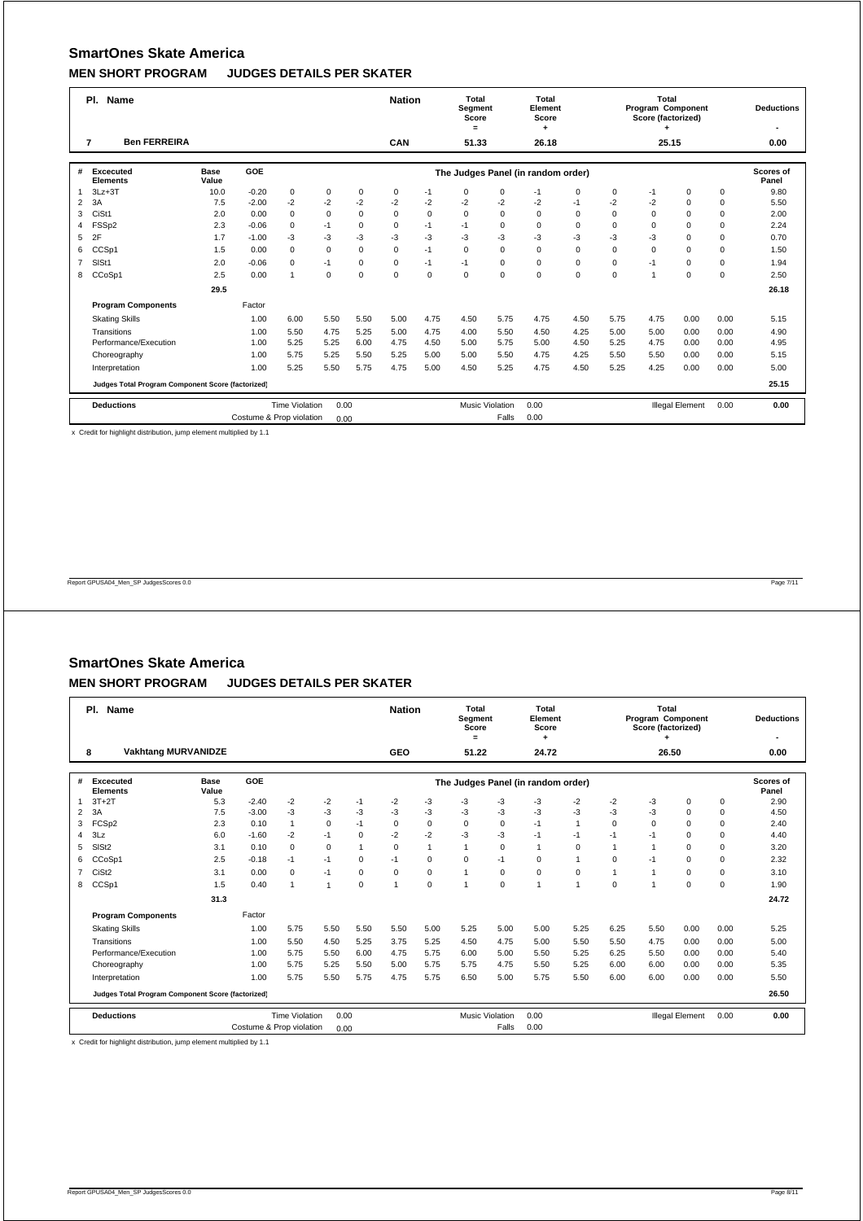## SmartOnes Skate America

### MEN SHORT PROGRAM JUDGES DETAILS PER SKATER

| Pl. | Name | Nation | Total Segment Score = | Total Element Score + | Total Program Component Score (factorized) + | Deductions - |
|---|---|---|---|---|---|---|
| 7 | Ben FERREIRA | CAN | 51.33 | 26.18 | 25.15 | 0.00 |

| # | Excecuted Elements | Base Value | GOE | J1 | J2 | J3 | J4 | J5 | J6 | J7 | J8 | J9 | J10 | J11 | J12 | Scores of Panel |
|---|---|---|---|---|---|---|---|---|---|---|---|---|---|---|---|---|
| | | | | The Judges Panel (in random order) | | | | | | | | | | | | |
| 1 | 3Lz+3T | 10.0 | -0.20 | 0 | 0 | 0 | 0 | -1 | 0 | 0 | -1 | 0 | 0 | -1 | 0 | 9.80 |
| 2 | 3A | 7.5 | -2.00 | -2 | -2 | -2 | -2 | -2 | -2 | -2 | -2 | -1 | -2 | -2 | 0 | 5.50 |
| 3 | CiSt1 | 2.0 | 0.00 | 0 | 0 | 0 | 0 | 0 | 0 | 0 | 0 | 0 | 0 | 0 | 0 | 2.00 |
| 4 | FSSp2 | 2.3 | -0.06 | 0 | -1 | 0 | 0 | -1 | -1 | 0 | 0 | 0 | 0 | 0 | 0 | 2.24 |
| 5 | 2F | 1.7 | -1.00 | -3 | -3 | -3 | -3 | -3 | -3 | -3 | -3 | -3 | -3 | -3 | 0 | 0.70 |
| 6 | CCSp1 | 1.5 | 0.00 | 0 | 0 | 0 | 0 | -1 | 0 | 0 | 0 | 0 | 0 | 0 | 0 | 1.50 |
| 7 | SlSt1 | 2.0 | -0.06 | 0 | -1 | 0 | 0 | -1 | -1 | 0 | 0 | 0 | 0 | -1 | 0 | 1.94 |
| 8 | CCoSp1 | 2.5 | 0.00 | 1 | 0 | 0 | 0 | 0 | 0 | 0 | 0 | 0 | 0 | 1 | 0 | 2.50 |
| | | 29.5 | | | | | | | | | | | | | | 26.18 |

| Program Components | Factor | J1 | J2 | J3 | J4 | J5 | J6 | J7 | J8 | J9 | J10 | J11 | J12 | J13 | Scores of Panel |
|---|---|---|---|---|---|---|---|---|---|---|---|---|---|---|---|
| Skating Skills | 1.00 | 6.00 | 5.50 | 5.50 | 5.00 | 4.75 | 4.50 | 5.75 | 4.75 | 4.50 | 5.75 | 4.75 | 0.00 | 0.00 | 5.15 |
| Transitions | 1.00 | 5.50 | 4.75 | 5.25 | 5.00 | 4.75 | 4.00 | 5.50 | 4.50 | 4.25 | 5.00 | 5.00 | 0.00 | 0.00 | 4.90 |
| Performance/Execution | 1.00 | 5.25 | 5.25 | 6.00 | 4.75 | 4.50 | 5.00 | 5.75 | 5.00 | 4.50 | 5.25 | 4.75 | 0.00 | 0.00 | 4.95 |
| Choreography | 1.00 | 5.75 | 5.25 | 5.50 | 5.25 | 5.00 | 5.00 | 5.50 | 4.75 | 4.25 | 5.50 | 5.50 | 0.00 | 0.00 | 5.15 |
| Interpretation | 1.00 | 5.25 | 5.50 | 5.75 | 4.75 | 5.00 | 4.50 | 5.25 | 4.75 | 4.50 | 5.25 | 4.25 | 0.00 | 0.00 | 5.00 |
| Judges Total Program Component Score (factorized) | | | | | | | | | | | | | | | 25.15 |

| Deductions | | | | | | |
|---|---|---|---|---|---|---|
| Time Violation | 0.00 | Music Violation | 0.00 | Illegal Element | 0.00 | 0.00 |
| Costume & Prop violation | 0.00 | Falls | 0.00 | | | |

x Credit for highlight distribution, jump element multiplied by 1.1

## SmartOnes Skate America

### MEN SHORT PROGRAM JUDGES DETAILS PER SKATER

| Pl. | Name | Nation | Total Segment Score = | Total Element Score + | Total Program Component Score (factorized) + | Deductions - |
|---|---|---|---|---|---|---|
| 8 | Vakhtang MURVANIDZE | GEO | 51.22 | 24.72 | 26.50 | 0.00 |

| # | Excecuted Elements | Base Value | GOE | J1 | J2 | J3 | J4 | J5 | J6 | J7 | J8 | J9 | J10 | J11 | J12 | Scores of Panel |
|---|---|---|---|---|---|---|---|---|---|---|---|---|---|---|---|---|
| | | | | The Judges Panel (in random order) | | | | | | | | | | | | |
| 1 | 3T+2T | 5.3 | -2.40 | -2 | -2 | -1 | -2 | -2 | -3 | -3 | -3 | -2 | -2 | -3 | 0 | 2.90 |
| 2 | 3A | 7.5 | -3.00 | -3 | -3 | -3 | -3 | -3 | -3 | -3 | -3 | -3 | -3 | -3 | 0 | 4.50 |
| 3 | FCSp2 | 2.3 | 0.10 | 1 | 0 | -1 | 0 | 0 | 0 | 0 | -1 | 1 | 0 | 0 | 0 | 2.40 |
| 4 | 3Lz | 6.0 | -1.60 | -2 | -1 | 0 | -2 | -2 | -3 | -3 | -1 | -1 | -1 | -1 | 0 | 4.40 |
| 5 | SlSt2 | 3.1 | 0.10 | 0 | 0 | 1 | 0 | 1 | 1 | 0 | 1 | 0 | 1 | 1 | 0 | 3.20 |
| 6 | CCoSp1 | 2.5 | -0.18 | -1 | -1 | 0 | -1 | 0 | 0 | -1 | 0 | 1 | 0 | -1 | 0 | 2.32 |
| 7 | CiSt2 | 3.1 | 0.00 | 0 | -1 | 0 | 0 | 0 | 1 | 0 | 0 | 0 | 1 | 1 | 0 | 3.10 |
| 8 | CCSp1 | 1.5 | 0.40 | 1 | 1 | 0 | 1 | 0 | 1 | 0 | 1 | 1 | 0 | 1 | 0 | 1.90 |
| | | 31.3 | | | | | | | | | | | | | | 24.72 |

| Program Components | Factor | J1 | J2 | J3 | J4 | J5 | J6 | J7 | J8 | J9 | J10 | J11 | J12 | J13 | Scores of Panel |
|---|---|---|---|---|---|---|---|---|---|---|---|---|---|---|---|
| Skating Skills | 1.00 | 5.75 | 5.50 | 5.50 | 5.50 | 5.00 | 5.25 | 5.00 | 5.00 | 5.25 | 6.25 | 5.50 | 0.00 | 0.00 | 5.25 |
| Transitions | 1.00 | 5.50 | 4.50 | 5.25 | 3.75 | 5.25 | 4.50 | 4.75 | 5.00 | 5.50 | 5.50 | 4.75 | 0.00 | 0.00 | 5.00 |
| Performance/Execution | 1.00 | 5.75 | 5.50 | 6.00 | 4.75 | 5.75 | 6.00 | 5.00 | 5.50 | 5.25 | 6.25 | 5.50 | 0.00 | 0.00 | 5.40 |
| Choreography | 1.00 | 5.75 | 5.25 | 5.50 | 5.00 | 5.75 | 5.75 | 4.75 | 5.50 | 5.25 | 6.00 | 6.00 | 0.00 | 0.00 | 5.35 |
| Interpretation | 1.00 | 5.75 | 5.50 | 5.75 | 4.75 | 5.75 | 6.50 | 5.00 | 5.75 | 5.50 | 6.00 | 6.00 | 0.00 | 0.00 | 5.50 |
| Judges Total Program Component Score (factorized) | | | | | | | | | | | | | | | 26.50 |

| Deductions | | | | | | |
|---|---|---|---|---|---|---|
| Time Violation | 0.00 | Music Violation | 0.00 | Illegal Element | 0.00 | 0.00 |
| Costume & Prop violation | 0.00 | Falls | 0.00 | | | |

x Credit for highlight distribution, jump element multiplied by 1.1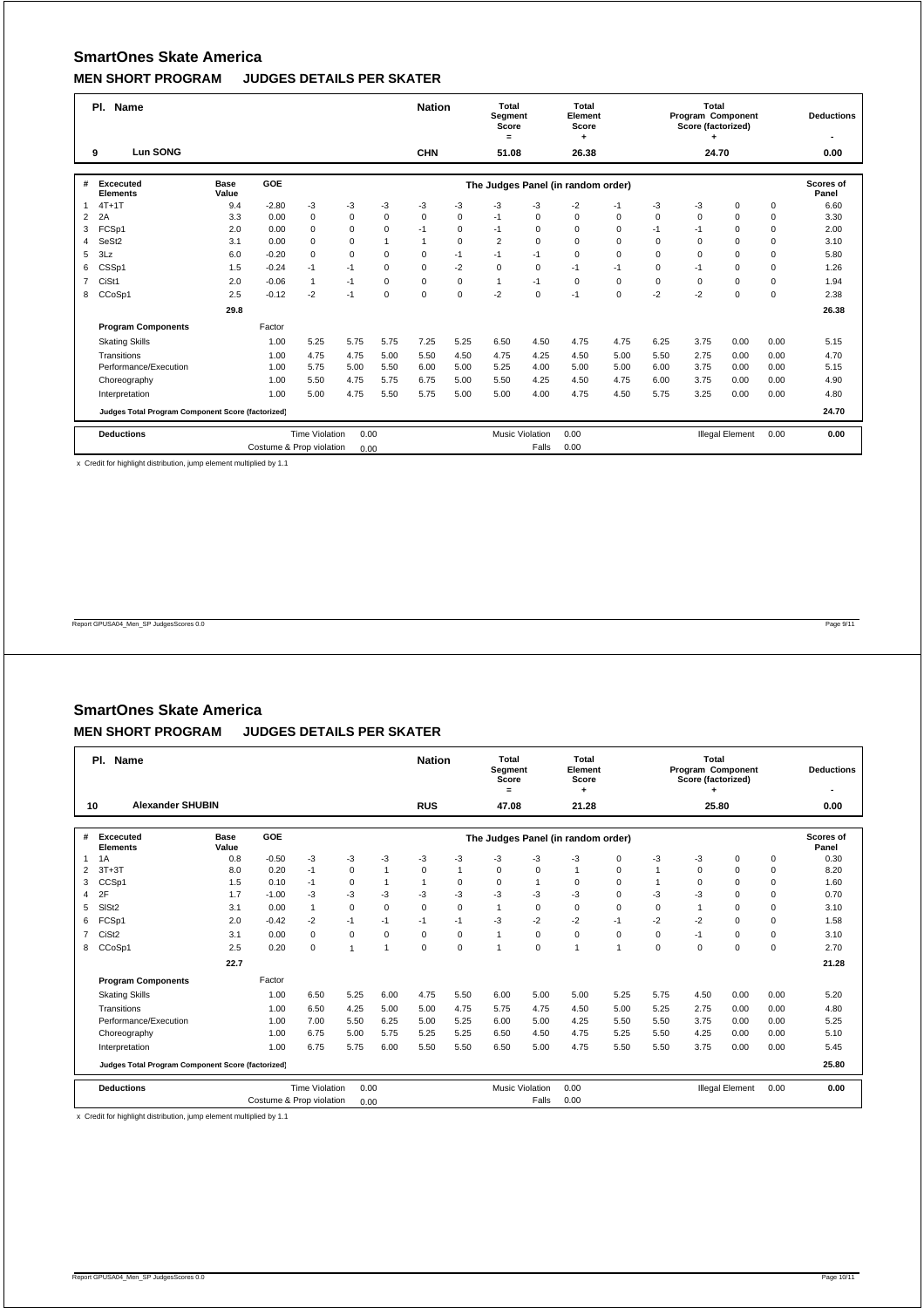## SmartOnes Skate America

### MEN SHORT PROGRAM JUDGES DETAILS PER SKATER

| Pl. | Name | Nation | Total Segment Score = | Total Element Score + | Total Program Component Score (factorized) + | Deductions - |
|---|---|---|---|---|---|---|
| 9 | Lun SONG | CHN | 51.08 | 26.38 | 24.70 | 0.00 |

| # | Excecuted Elements | Base Value | GOE | J1 | J2 | J3 | J4 | J5 | J6 | J7 | J8 | J9 | J10 | J11 | J12 | Scores of Panel |
|---|---|---|---|---|---|---|---|---|---|---|---|---|---|---|---|---|
| | | | | The Judges Panel (in random order) | | | | | | | | | | | | |
| 1 | 4T+1T | 9.4 | -2.80 | -3 | -3 | -3 | -3 | -3 | -3 | -3 | -2 | -1 | -3 | -3 | 0 | 6.60 |
| 2 | 2A | 3.3 | 0.00 | 0 | 0 | 0 | 0 | 0 | -1 | 0 | 0 | 0 | 0 | 0 | 0 | 3.30 |
| 3 | FCSp1 | 2.0 | 0.00 | 0 | 0 | 0 | -1 | 0 | -1 | 0 | 0 | 0 | -1 | -1 | 0 | 2.00 |
| 4 | SeSt2 | 3.1 | 0.00 | 0 | 0 | 1 | 1 | 0 | 2 | 0 | 0 | 0 | 0 | 0 | 0 | 3.10 |
| 5 | 3Lz | 6.0 | -0.20 | 0 | 0 | 0 | 0 | -1 | -1 | -1 | 0 | 0 | 0 | 0 | 0 | 5.80 |
| 6 | CSSp1 | 1.5 | -0.24 | -1 | -1 | 0 | 0 | -2 | 0 | 0 | -1 | -1 | 0 | -1 | 0 | 1.26 |
| 7 | CiSt1 | 2.0 | -0.06 | 1 | -1 | 0 | 0 | 0 | 1 | -1 | 0 | 0 | 0 | 0 | 0 | 1.94 |
| 8 | CCoSp1 | 2.5 | -0.12 | -2 | -1 | 0 | 0 | 0 | -2 | 0 | -1 | 0 | -2 | -2 | 0 | 2.38 |
| | | 29.8 | | | | | | | | | | | | | | 26.38 |
| | **Program Components** | | Factor | | | | | | | | | | | | | |
| | Skating Skills | | 1.00 | 5.25 | 5.75 | 5.75 | 7.25 | 5.25 | 6.50 | 4.50 | 4.75 | 4.75 | 6.25 | 3.75 | 0.00 | 0.00 | 5.15 |
| | Transitions | | 1.00 | 4.75 | 4.75 | 5.00 | 5.50 | 4.50 | 4.75 | 4.25 | 4.50 | 5.00 | 5.50 | 2.75 | 0.00 | 0.00 | 4.70 |
| | Performance/Execution | | 1.00 | 5.75 | 5.00 | 5.50 | 6.00 | 5.00 | 5.25 | 4.00 | 5.00 | 5.00 | 6.00 | 3.75 | 0.00 | 0.00 | 5.15 |
| | Choreography | | 1.00 | 5.50 | 4.75 | 5.75 | 6.75 | 5.00 | 5.50 | 4.25 | 4.50 | 4.75 | 6.00 | 3.75 | 0.00 | 0.00 | 4.90 |
| | Interpretation | | 1.00 | 5.00 | 4.75 | 5.50 | 5.75 | 5.00 | 5.00 | 4.00 | 4.75 | 4.50 | 5.75 | 3.25 | 0.00 | 0.00 | 4.80 |
| | **Judges Total Program Component Score (factorized)** | | | | | | | | | | | | | | | 24.70 |

| Deductions | | | | | | | |
|---|---|---|---|---|---|---|---|
| Time Violation | 0.00 | Music Violation | 0.00 | Illegal Element | 0.00 | | 0.00 |
| Costume & Prop violation | 0.00 | Falls | 0.00 | | | | |

x Credit for highlight distribution, jump element multiplied by 1.1

## SmartOnes Skate America

### MEN SHORT PROGRAM JUDGES DETAILS PER SKATER

| Pl. | Name | Nation | Total Segment Score = | Total Element Score + | Total Program Component Score (factorized) + | Deductions - |
|---|---|---|---|---|---|---|
| 10 | Alexander SHUBIN | RUS | 47.08 | 21.28 | 25.80 | 0.00 |

| # | Excecuted Elements | Base Value | GOE | J1 | J2 | J3 | J4 | J5 | J6 | J7 | J8 | J9 | J10 | J11 | J12 | Scores of Panel |
|---|---|---|---|---|---|---|---|---|---|---|---|---|---|---|---|---|
| | | | | The Judges Panel (in random order) | | | | | | | | | | | | |
| 1 | 1A | 0.8 | -0.50 | -3 | -3 | -3 | -3 | -3 | -3 | -3 | -3 | 0 | -3 | -3 | 0 | 0.30 |
| 2 | 3T+3T | 8.0 | 0.20 | -1 | 0 | 1 | 0 | 1 | 0 | 0 | 1 | 0 | 1 | 0 | 0 | 8.20 |
| 3 | CCSp1 | 1.5 | 0.10 | -1 | 0 | 1 | 1 | 0 | 0 | 1 | 0 | 0 | 1 | 0 | 0 | 1.60 |
| 4 | 2F | 1.7 | -1.00 | -3 | -3 | -3 | -3 | -3 | -3 | -3 | -3 | 0 | -3 | -3 | 0 | 0.70 |
| 5 | SlSt2 | 3.1 | 0.00 | 1 | 0 | 0 | 0 | 0 | 1 | 0 | 0 | 0 | 0 | 1 | 0 | 3.10 |
| 6 | FCSp1 | 2.0 | -0.42 | -2 | -1 | -1 | -1 | -1 | -3 | -2 | -2 | -1 | -2 | -2 | 0 | 1.58 |
| 7 | CiSt2 | 3.1 | 0.00 | 0 | 0 | 0 | 0 | 0 | 1 | 0 | 0 | 0 | 0 | -1 | 0 | 3.10 |
| 8 | CCoSp1 | 2.5 | 0.20 | 0 | 1 | 1 | 0 | 0 | 1 | 0 | 1 | 1 | 0 | 0 | 0 | 2.70 |
| | | 22.7 | | | | | | | | | | | | | | 21.28 |
| | **Program Components** | | Factor | | | | | | | | | | | | | |
| | Skating Skills | | 1.00 | 6.50 | 5.25 | 6.00 | 4.75 | 5.50 | 6.00 | 5.00 | 5.00 | 5.25 | 5.75 | 4.50 | 0.00 | 0.00 | 5.20 |
| | Transitions | | 1.00 | 6.50 | 4.25 | 5.00 | 5.00 | 4.75 | 5.75 | 4.75 | 4.50 | 5.00 | 5.25 | 2.75 | 0.00 | 0.00 | 4.80 |
| | Performance/Execution | | 1.00 | 7.00 | 5.50 | 6.25 | 5.00 | 5.25 | 6.00 | 5.00 | 4.25 | 5.50 | 5.50 | 3.75 | 0.00 | 0.00 | 5.25 |
| | Choreography | | 1.00 | 6.75 | 5.00 | 5.75 | 5.25 | 5.25 | 6.50 | 4.50 | 4.75 | 5.25 | 5.50 | 4.25 | 0.00 | 0.00 | 5.10 |
| | Interpretation | | 1.00 | 6.75 | 5.75 | 6.00 | 5.50 | 5.50 | 6.50 | 5.00 | 4.75 | 5.50 | 5.50 | 3.75 | 0.00 | 0.00 | 5.45 |
| | **Judges Total Program Component Score (factorized)** | | | | | | | | | | | | | | | 25.80 |

| Deductions | | | | | | | |
|---|---|---|---|---|---|---|---|
| Time Violation | 0.00 | Music Violation | 0.00 | Illegal Element | 0.00 | | 0.00 |
| Costume & Prop violation | 0.00 | Falls | 0.00 | | | | |

x Credit for highlight distribution, jump element multiplied by 1.1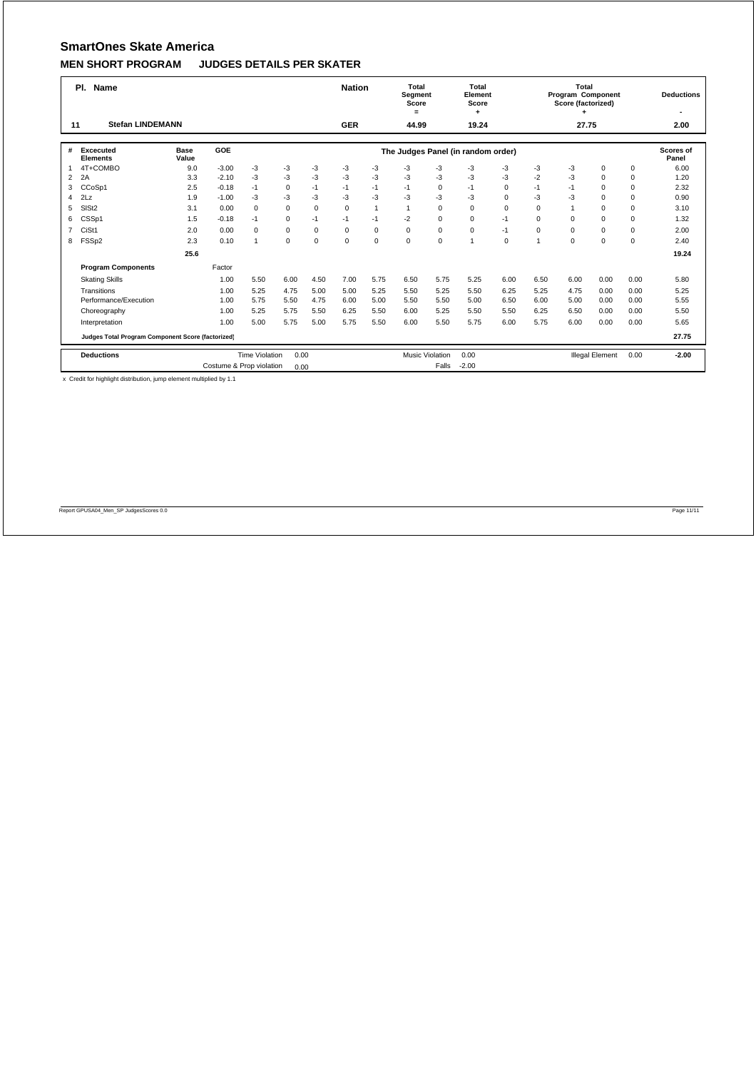# SmartOnes Skate America

## MEN SHORT PROGRAM JUDGES DETAILS PER SKATER

| Pl. | Name | Nation | Total Segment Score = | Total Element Score + | Total Program Component Score (factorized) + | Deductions - |
|---|---|---|---|---|---|---|
| 11 | Stefan LINDEMANN | GER | 44.99 | 19.24 | 27.75 | 2.00 |

| # | Excecuted Elements | Base Value | GOE | The Judges Panel (in random order) | | | | | | | | | | | | Scores of Panel |
|---|---|---|---|---|---|---|---|---|---|---|---|---|---|---|---|---|
| 1 | 4T+COMBO | 9.0 | -3.00 | -3 | -3 | -3 | -3 | -3 | -3 | -3 | -3 | -3 | -3 | -3 | 0 | 0 | 6.00 |
| 2 | 2A | 3.3 | -2.10 | -3 | -3 | -3 | -3 | -3 | -3 | -3 | -3 | -3 | -2 | -3 | 0 | 0 | 1.20 |
| 3 | CCoSp1 | 2.5 | -0.18 | -1 | 0 | -1 | -1 | -1 | -1 | 0 | -1 | 0 | -1 | -1 | 0 | 0 | 2.32 |
| 4 | 2Lz | 1.9 | -1.00 | -3 | -3 | -3 | -3 | -3 | -3 | -3 | -3 | 0 | -3 | -3 | 0 | 0 | 0.90 |
| 5 | SlSt2 | 3.1 | 0.00 | 0 | 0 | 0 | 0 | 1 | 1 | 0 | 0 | 0 | 0 | 1 | 0 | 0 | 3.10 |
| 6 | CSSp1 | 1.5 | -0.18 | -1 | 0 | -1 | -1 | -1 | -2 | 0 | 0 | -1 | 0 | 0 | 0 | 0 | 1.32 |
| 7 | CiSt1 | 2.0 | 0.00 | 0 | 0 | 0 | 0 | 0 | 0 | 0 | 0 | -1 | 0 | 0 | 0 | 0 | 2.00 |
| 8 | FSSp2 | 2.3 | 0.10 | 1 | 0 | 0 | 0 | 0 | 0 | 0 | 1 | 0 | 1 | 0 | 0 | 0 | 2.40 |
| | | 25.6 | | | | | | | | | | | | | | | 19.24 |
| | **Program Components** | | Factor | | | | | | | | | | | | | | |
| | Skating Skills | | 1.00 | 5.50 | 6.00 | 4.50 | 7.00 | 5.75 | 6.50 | 5.75 | 5.25 | 6.00 | 6.50 | 6.00 | 0.00 | 0.00 | 5.80 |
| | Transitions | | 1.00 | 5.25 | 4.75 | 5.00 | 5.00 | 5.25 | 5.50 | 5.25 | 5.50 | 6.25 | 5.25 | 4.75 | 0.00 | 0.00 | 5.25 |
| | Performance/Execution | | 1.00 | 5.75 | 5.50 | 4.75 | 6.00 | 5.00 | 5.50 | 5.50 | 5.00 | 6.50 | 6.00 | 5.00 | 0.00 | 0.00 | 5.55 |
| | Choreography | | 1.00 | 5.25 | 5.75 | 5.50 | 6.25 | 5.50 | 6.00 | 5.25 | 5.50 | 5.50 | 6.25 | 6.50 | 0.00 | 0.00 | 5.50 |
| | Interpretation | | 1.00 | 5.00 | 5.75 | 5.00 | 5.75 | 5.50 | 6.00 | 5.50 | 5.75 | 6.00 | 5.75 | 6.00 | 0.00 | 0.00 | 5.65 |
| | **Judges Total Program Component Score (factorized)** | | | | | | | | | | | | | | | | 27.75 |

| Deductions | | | | | | |
|---|---|---|---|---|---|---|
| Time Violation | 0.00 | Music Violation | 0.00 | Illegal Element | 0.00 | -2.00 |
| Costume & Prop violation | 0.00 | Falls | -2.00 | | | |

x Credit for highlight distribution, jump element multiplied by 1.1

Report GPUSA04_Men_SP JudgesScores 0.0